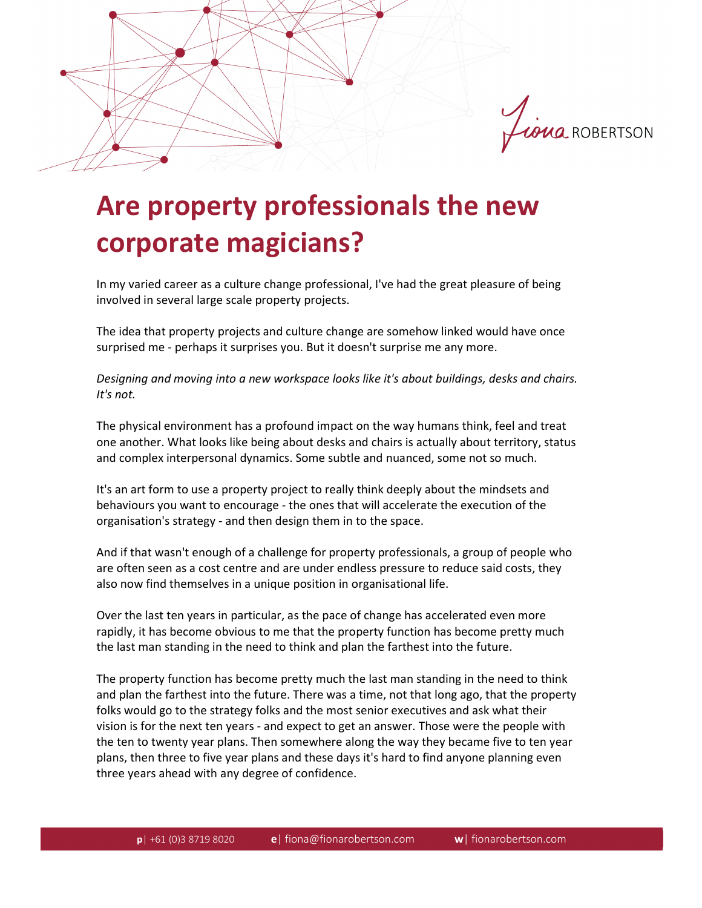# Are property professionals the new corporate magicians?

In my varied career as a culture change professional, I've had the great pleasure of being involved in several large scale property projects.

The idea that property projects and culture change are somehow linked would have once surprised me - perhaps it surprises you. But it doesn't surprise me any more.

*Designing and moving into a new workspace looks like it's about buildings, desks and chairs. It's not.*

The physical environment has a profound impact on the way humans think, feel and treat one another. What looks like being about desks and chairs is actually about territory, status and complex interpersonal dynamics. Some subtle and nuanced, some not so much.

It's an art form to use a property project to really think deeply about the mindsets and behaviours you want to encourage - the ones that will accelerate the execution of the organisation's strategy - and then design them in to the space.

And if that wasn't enough of a challenge for property professionals, a group of people who are often seen as a cost centre and are under endless pressure to reduce said costs, they also now find themselves in a unique position in organisational life.

Over the last ten years in particular, as the pace of change has accelerated even more rapidly, it has become obvious to me that the property function has become pretty much the last man standing in the need to think and plan the farthest into the future.

The property function has become pretty much the last man standing in the need to think and plan the farthest into the future. There was a time, not that long ago, that the property folks would go to the strategy folks and the most senior executives and ask what their vision is for the next ten years - and expect to get an answer. Those were the people with the ten to twenty year plans. Then somewhere along the way they became five to ten year plans, then three to five year plans and these days it's hard to find anyone planning even three years ahead with any degree of confidence.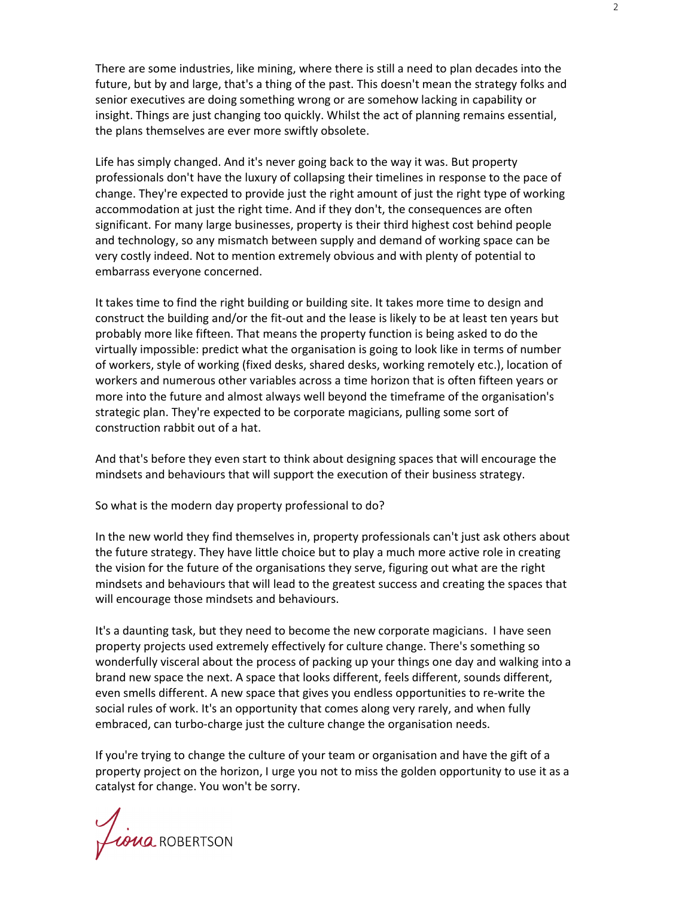There are some industries, like mining, where there is still a need to plan decades into the future, but by and large, that's a thing of the past. This doesn't mean the strategy folks and senior executives are doing something wrong or are somehow lacking in capability or insight. Things are just changing too quickly. Whilst the act of planning remains essential, the plans themselves are ever more swiftly obsolete.

Life has simply changed. And it's never going back to the way it was. But property professionals don't have the luxury of collapsing their timelines in response to the pace of change. They're expected to provide just the right amount of just the right type of working accommodation at just the right time. And if they don't, the consequences are often significant. For many large businesses, property is their third highest cost behind people and technology, so any mismatch between supply and demand of working space can be very costly indeed. Not to mention extremely obvious and with plenty of potential to embarrass everyone concerned.

It takes time to find the right building or building site. It takes more time to design and construct the building and/or the fit-out and the lease is likely to be at least ten years but probably more like fifteen. That means the property function is being asked to do the virtually impossible: predict what the organisation is going to look like in terms of number of workers, style of working (fixed desks, shared desks, working remotely etc.), location of workers and numerous other variables across a time horizon that is often fifteen years or more into the future and almost always well beyond the timeframe of the organisation's strategic plan. They're expected to be corporate magicians, pulling some sort of construction rabbit out of a hat.

And that's before they even start to think about designing spaces that will encourage the mindsets and behaviours that will support the execution of their business strategy.

So what is the modern day property professional to do?

In the new world they find themselves in, property professionals can't just ask others about the future strategy. They have little choice but to play a much more active role in creating the vision for the future of the organisations they serve, figuring out what are the right mindsets and behaviours that will lead to the greatest success and creating the spaces that will encourage those mindsets and behaviours.

It's a daunting task, but they need to become the new corporate magicians. I have seen property projects used extremely effectively for culture change. There's something so wonderfully visceral about the process of packing up your things one day and walking into a brand new space the next. A space that looks different, feels different, sounds different, even smells different. A new space that gives you endless opportunities to re-write the social rules of work. It's an opportunity that comes along very rarely, and when fully embraced, can turbo-charge just the culture change the organisation needs.

If you're trying to change the culture of your team or organisation and have the gift of a property project on the horizon, I urge you not to miss the golden opportunity to use it as a catalyst for change. You won't be sorry.

Fiona ROBERTSON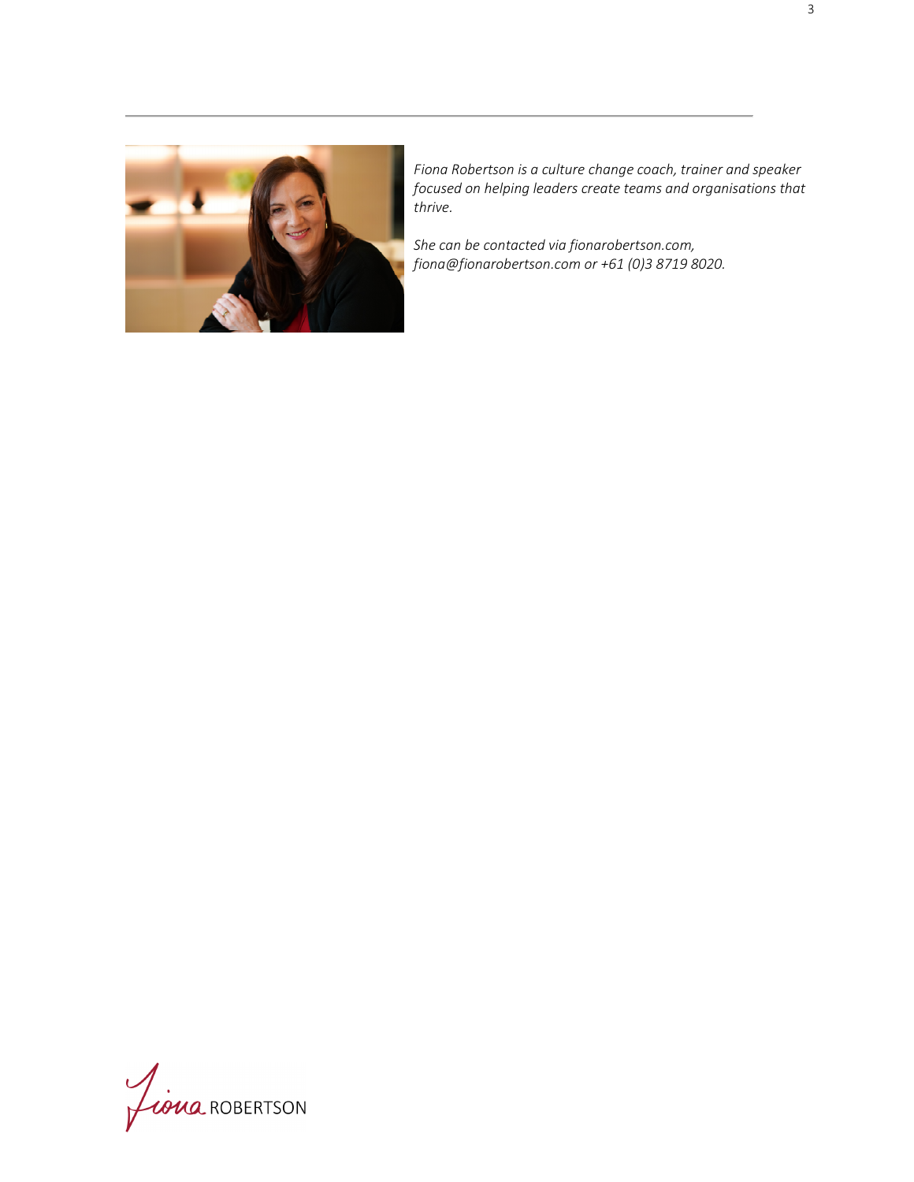*Fiona Robertson is a culture change coach, trainer and speaker focused on helping leaders create teams and organisations that thrive.*

*She can be contacted via fionarobertson.com, fiona@fionarobertson.com or +61 (0)3 8719 8020.*